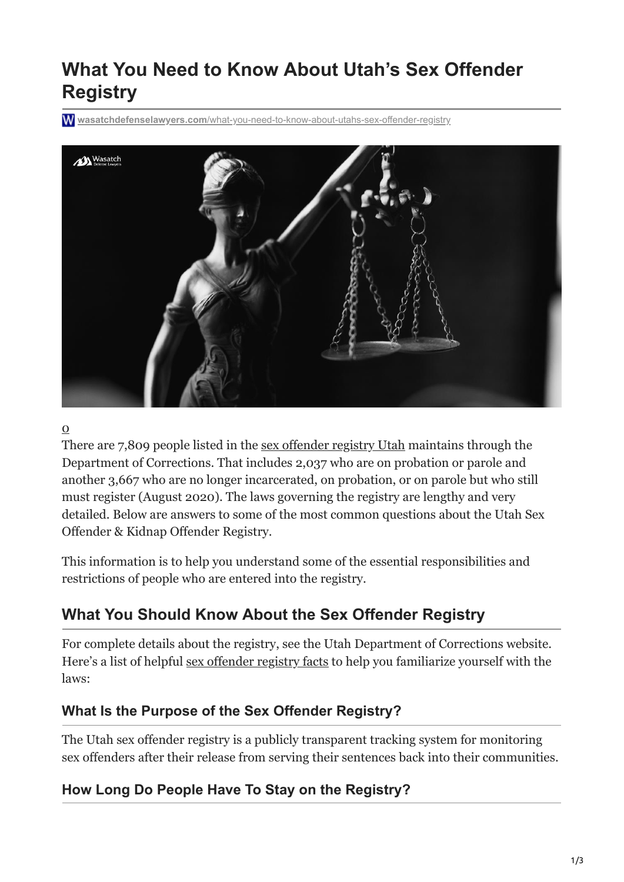# What You Need to Know About Utah's Sex Offender Registry

wasatchdefenselawyers.com/what-you-need-to-know-about-utahs-sex-offender-registry

0

There are 7,809 people listed in the sex offender registry Utah maintains through the Department of Corrections. That includes 2,037 who are on probation or parole and another 3,667 who are no longer incarcerated, on probation, or on parole but who still must register (August 2020). The laws governing the registry are lengthy and very detailed. Below are answers to some of the most common questions about the Utah Sex Offender & Kidnap Offender Registry.

This information is to help you understand some of the essential responsibilities and restrictions of people who are entered into the registry.

## What You Should Know About the Sex Offender Registry

For complete details about the registry, see the Utah Department of Corrections website. Here's a list of helpful sex offender registry facts to help you familiarize yourself with the laws:

### What Is the Purpose of the Sex Offender Registry?

The Utah sex offender registry is a publicly transparent tracking system for monitoring sex offenders after their release from serving their sentences back into their communities.

### How Long Do People Have To Stay on the Registry?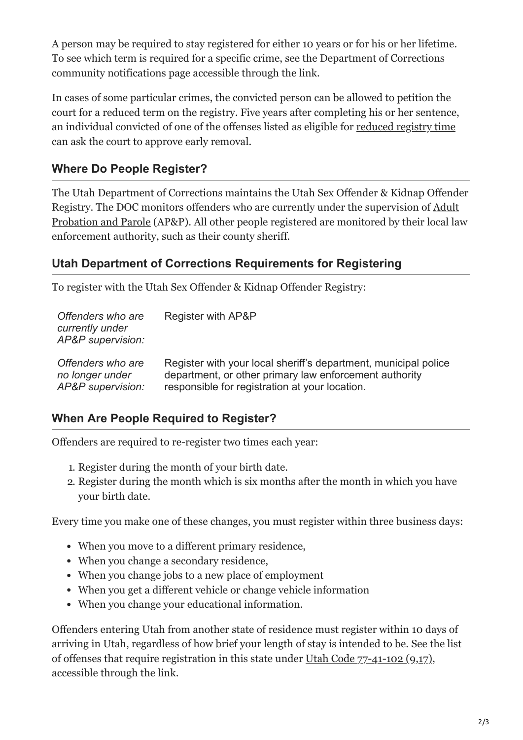A person may be required to stay registered for either 10 years or for his or her lifetime. To see which term is required for a specific crime, see the Department of Corrections community notifications page accessible through the link.

In cases of some particular crimes, the convicted person can be allowed to petition the court for a reduced term on the registry. Five years after completing his or her sentence, an individual convicted of one of the offenses listed as eligible for reduced registry time can ask the court to approve early removal.

### Where Do People Register?

The Utah Department of Corrections maintains the Utah Sex Offender & Kidnap Offender Registry. The DOC monitors offenders who are currently under the supervision of Adult Probation and Parole (AP&P). All other people registered are monitored by their local law enforcement authority, such as their county sheriff.

### Utah Department of Corrections Requirements for Registering

To register with the Utah Sex Offender & Kidnap Offender Registry:

| | |
|---|---|
| *Offenders who are currently under AP&P supervision:* | Register with AP&P |
| *Offenders who are no longer under AP&P supervision:* | Register with your local sheriff's department, municipal police department, or other primary law enforcement authority responsible for registration at your location. |

### When Are People Required to Register?

Offenders are required to re-register two times each year:

1. Register during the month of your birth date.
2. Register during the month which is six months after the month in which you have your birth date.

Every time you make one of these changes, you must register within three business days:

- When you move to a different primary residence,
- When you change a secondary residence,
- When you change jobs to a new place of employment
- When you get a different vehicle or change vehicle information
- When you change your educational information.

Offenders entering Utah from another state of residence must register within 10 days of arriving in Utah, regardless of how brief your length of stay is intended to be. See the list of offenses that require registration in this state under Utah Code 77-41-102 (9,17), accessible through the link.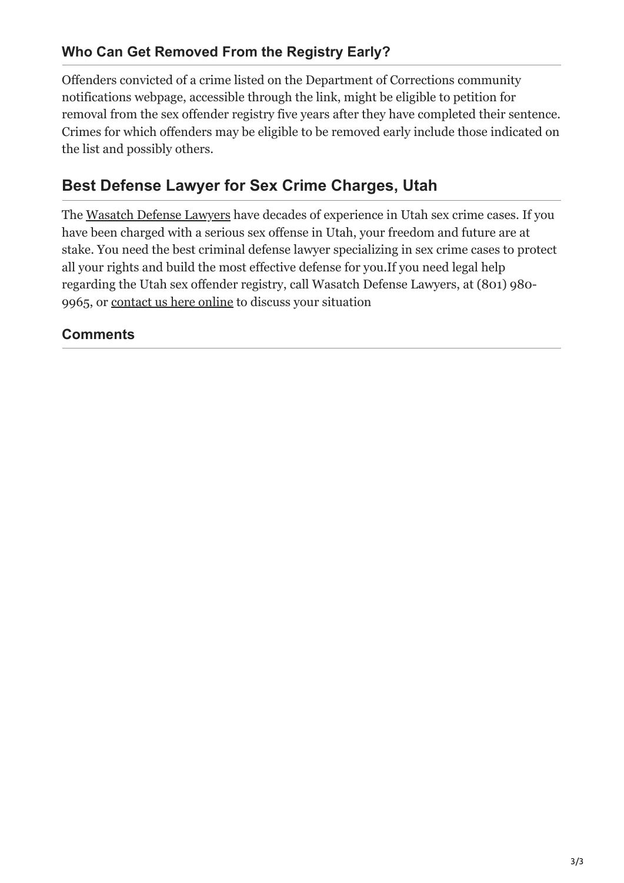### Who Can Get Removed From the Registry Early?

Offenders convicted of a crime listed on the Department of Corrections community notifications webpage, accessible through the link, might be eligible to petition for removal from the sex offender registry five years after they have completed their sentence. Crimes for which offenders may be eligible to be removed early include those indicated on the list and possibly others.

## Best Defense Lawyer for Sex Crime Charges, Utah

The Wasatch Defense Lawyers have decades of experience in Utah sex crime cases. If you have been charged with a serious sex offense in Utah, your freedom and future are at stake. You need the best criminal defense lawyer specializing in sex crime cases to protect all your rights and build the most effective defense for you.If you need legal help regarding the Utah sex offender registry, call Wasatch Defense Lawyers, at (801) 980-9965, or contact us here online to discuss your situation

### Comments